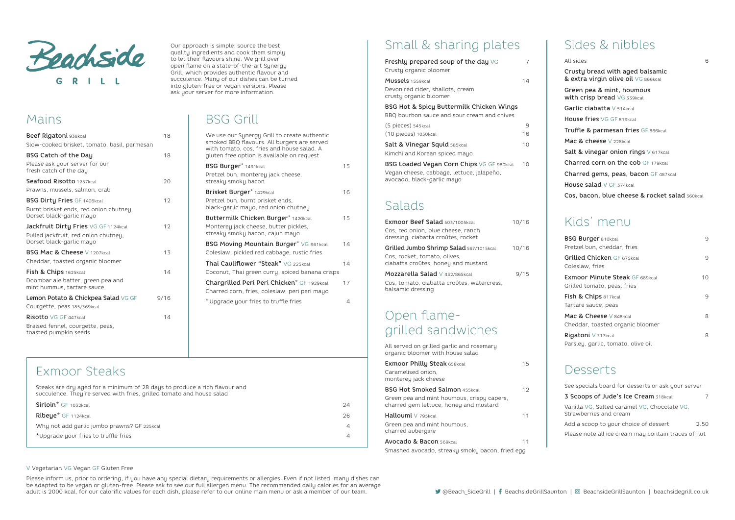# Beachside GRILL

Our approach is simple: source the best quality ingredients and cook them simply to let their flavours shine. We grill over open flame on a state-of-the-art Synergy Grill, which provides authentic flavour and succulence. Many of our dishes can be turned into gluten-free or vegan versions. Please ask your server for more information.

## Mains

**Beef Rigatoni** 938kcal — 18
Slow-cooked brisket, tomato, basil, parmesan

**BSG Catch of the Day** — 18
Please ask your server for our fresh catch of the day

**Seafood Risotto** 1257kcal — 20
Prawns, mussels, salmon, crab

**BSG Dirty Fries** GF 1406kcal — 12
Burnt brisket ends, red onion chutney, Dorset black-garlic mayo

**Jackfruit Dirty Fries** VG GF 1124kcal — 12
Pulled jackfruit, red onion chutney, Dorset black-garlic mayo

**BSG Mac & Cheese** V 1207kcal — 13
Cheddar, toasted organic bloomer

**Fish & Chips** 1625kcal — 14
Doombar ale batter, green pea and mint hummus, tartare sauce

**Lemon Potato & Chickpea Salad** VG GF — 9/16
Courgette, peas 185/369kcal

**Risotto** VG GF 447kcal — 14
Braised fennel, courgette, peas, toasted pumpkin seeds

## BSG Grill

We use our Synergy Grill to create authentic smoked BBQ flavours. All burgers are served with tomato, cos, fries and house salad. A gluten free option is available on request

**BSG Burger*** 1491kcal — 15
Pretzel bun, monterey jack cheese, streaky smoky bacon

**Brisket Burger*** 1429kcal — 16
Pretzel bun, burnt brisket ends, black-garlic mayo, red onion chutney

**Buttermilk Chicken Burger*** 1420kcal — 15
Monterey jack cheese, butter pickles, streaky smoky bacon, cajun mayo

**BSG Moving Mountain Burger*** VG 961kcal — 14
Coleslaw, pickled red cabbage, rustic fries

**Thai Cauliflower "Steak"** VG 225kcal — 14
Coconut, Thai green curry, spiced banana crisps

**Chargrilled Peri Peri Chicken*** GF 1929kcal — 17
Charred corn, fries, coleslaw, peri peri mayo

* Upgrade your fries to truffle fries — 4

## Exmoor Steaks

Steaks are dry aged for a minimum of 28 days to produce a rich flavour and succulence. They're served with fries, grilled tomato and house salad

**Sirloin*** GF 1032kcal — 24

**Ribeye*** GF 1124kcal — 26

Why not add garlic jumbo prawns? GF 225kcal — 4

*Upgrade your fries to truffle fries — 4

## Small & sharing plates

**Freshly prepared soup of the day** VG — 7
Crusty organic bloomer

**Mussels** 1559kcal — 14
Devon red cider, shallots, cream crusty organic bloomer

**BSG Hot & Spicy Buttermilk Chicken Wings**
BBQ bourbon sauce and sour cream and chives
(5 pieces) 545kcal — 9
(10 pieces) 1050kcal — 16

**Salt & Vinegar Squid** 585kcal — 10
Kimchi and Korean spiced mayo

**BSG Loaded Vegan Corn Chips** VG GF 980kcal — 10
Vegan cheese, cabbage, lettuce, jalapeño, avocado, black-garlic mayo

## Salads

**Exmoor Beef Salad** 503/1005kcal — 10/16
Cos, red onion, blue cheese, ranch dressing, ciabatta croûtes, rocket

**Grilled Jumbo Shrimp Salad** 567/1015kcal — 10/16
Cos, rocket, tomato, olives, ciabatta croûtes, honey and mustard

**Mozzarella Salad** V 432/865kcal — 9/15
Cos, tomato, ciabatta croûtes, watercress, balsamic dressing

## Open flame-grilled sandwiches

All served on grilled garlic and rosemary organic bloomer with house salad

**Exmoor Philly Steak** 658kcal — 15
Caramelised onion, monterey jack cheese

**BSG Hot Smoked Salmon** 455kcal — 12
Green pea and mint houmous, crispy capers, charred gem lettuce, honey and mustard

**Halloumi** V 795kcal — 11
Green pea and mint houmous, charred aubergine

**Avocado & Bacon** 569kcal — 11
Smashed avocado, streaky smoky bacon, fried egg

## Sides & nibbles

All sides — 6

**Crusty bread with aged balsamic & extra virgin olive oil** VG 866kcal

**Green pea & mint, houmous with crisp bread** VG 339kcal

**Garlic ciabatta** V 514kcal

**House fries** VG GF 819kcal

**Truffle & parmesan fries** GF 866kcal

**Mac & cheese** V 228kcal

**Salt & vinegar onion rings** V 617kcal

**Charred corn on the cob** GF 179kcal

**Charred gems, peas, bacon** GF 487kcal

**House salad** V GF 374kcal

**Cos, bacon, blue cheese & rocket salad** 360kcal

## Kids' menu

**BSG Burger** 810kcal — 9
Pretzel bun, cheddar, fries

**Grilled Chicken** GF 675kcal — 9
Coleslaw, fries

**Exmoor Minute Steak** GF 689kcal — 10
Grilled tomato, peas, fries

**Fish & Chips** 817kcal — 9
Tartare sauce, peas

**Mac & Cheese** V 848kcal — 8
Cheddar, toasted organic bloomer

**Rigatoni** V 317kcal — 8
Parsley, garlic, tomato, olive oil

## Desserts

See specials board for desserts or ask your server

**3 Scoops of Jude's Ice Cream** 318kcal — 7
Vanilla VG, Salted caramel VG, Chocolate VG, Strawberries and cream

Add a scoop to your choice of dessert — 2.50

Please note all ice cream may contain traces of nut

---

V Vegetarian VG Vegan GF Gluten Free

Please inform us, prior to ordering, if you have any special dietary requirements or allergies. Even if not listed, many dishes can be adapted to be vegan or gluten-free. Please ask to see our full allergen menu. The recommended daily calories for an average adult is 2000 kcal, for our calorific values for each dish, please refer to our online main menu or ask a member of our team.

@Beach_SideGrill | BeachsideGrillSaunton | BeachsideGrillSaunton | beachsidegrill.co.uk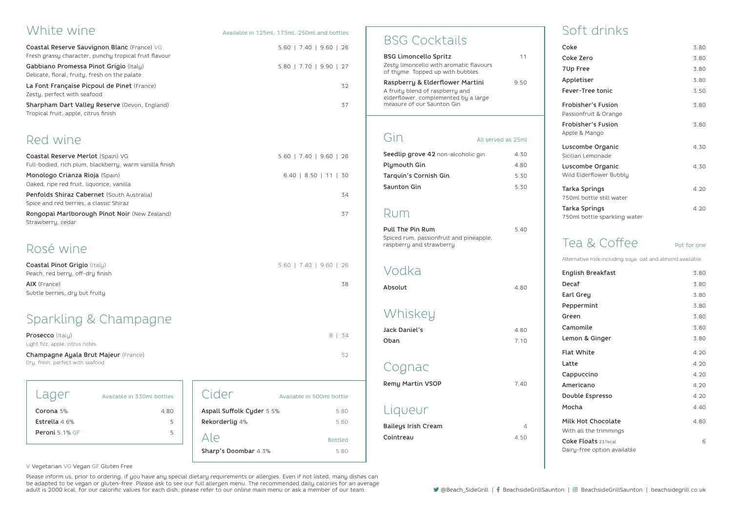## White wine

Available in 125ml, 175ml, 250ml and bottles

| | |
|---|---|
| **Coastal Reserve Sauvignon Blanc** (France) VG<br>Fresh grassy character, punchy tropical fruit flavour | 5.60 \| 7.40 \| 9.60 \| 26 |
| **Gabbiano Promessa Pinot Grigio** (Italy)<br>Delicate, floral, fruity, fresh on the palate | 5.80 \| 7.70 \| 9.90 \| 27 |
| **La Font Française Picpoul de Pinet** (France)<br>Zesty, perfect with seafood | 32 |
| **Sharpham Dart Valley Reserve** (Devon, England)<br>Tropical fruit, apple, citrus finish | 37 |

## Red wine

| | |
|---|---|
| **Coastal Reserve Merlot** (Spain) VG<br>Full-bodied, rich plum, blackberry, warm vanilla finish | 5.60 \| 7.40 \| 9.60 \| 26 |
| **Monologo Crianza Rioja** (Spain)<br>Oaked, ripe red fruit, liquorice, vanilla | 6.40 \| 8.50 \| 11 \| 30 |
| **Penfolds Shiraz Cabernet** (South Australia)<br>Spice and red berries, a classic Shiraz | 34 |
| **Rongopai Marlborough Pinot Noir** (New Zealand)<br>Strawberry, cedar | 37 |

## Rosé wine

| | |
|---|---|
| **Coastal Pinot Grigio** (Italy)<br>Peach, red berry, off-dry finish | 5.60 \| 7.40 \| 9.60 \| 26 |
| **AIX** (France)<br>Subtle berries, dry but fruity | 38 |

## Sparkling & Champagne

| | |
|---|---|
| **Prosecco** (Italy)<br>Light fizz, apple, citrus notes | 8 \| 34 |
| **Champagne Ayala Brut Majeur** (France)<br>Dry, fresh, perfect with seafood | 52 |

## Lager

Available in 330ml bottles

| | |
|---|---|
| **Corona** 5% | 4.80 |
| **Estrella** 4.6% | 5 |
| **Peroni** 5.1% GF | 5 |

## Cider

Available in 500ml bottle

| | |
|---|---|
| **Aspall Suffolk Cyder** 5.5% | 5.80 |
| **Rekorderlig** 4% | 5.60 |

## Ale

Bottled

| | |
|---|---|
| **Sharp's Doombar** 4.3% | 5.80 |

V Vegetarian VG Vegan GF Gluten Free

Please inform us, prior to ordering, if you have any special dietary requirements or allergies. Even if not listed, many dishes can be adapted to be vegan or gluten-free. Please ask to see our full allergen menu. The recommended daily calories for an average adult is 2000 kcal, for our calorific values for each dish, please refer to our online main menu or ask a member of our team.

## BSG Cocktails

| | |
|---|---|
| **BSG Limoncello Spritz**<br>Zesty limoncello with aromatic flavours of thyme. Topped up with bubbles | 11 |
| **Raspberry & Elderflower Martini**<br>A fruity blend of raspberry and elderflower, complemented by a large measure of our Saunton Gin | 9.50 |

## Gin

All served as 25ml

| | |
|---|---|
| **Seedlip grove 42** non-alcoholic gin | 4.30 |
| **Plymouth Gin** | 4.80 |
| **Tarquin's Cornish Gin** | 5.30 |
| **Saunton Gin** | 5.30 |

## Rum

| | |
|---|---|
| **Pull The Pin Rum**<br>Spiced rum, passionfruit and pineapple, raspberry and strawberry | 5.40 |

## Vodka

| | |
|---|---|
| **Absolut** | 4.80 |

## Whiskey

| | |
|---|---|
| **Jack Daniel's** | 4.80 |
| **Oban** | 7.10 |

## Cognac

| | |
|---|---|
| **Remy Martin VSOP** | 7.40 |

## Liqueur

| | |
|---|---|
| **Baileys Irish Cream** | 4 |
| **Cointreau** | 4.50 |

## Soft drinks

| | |
|---|---|
| **Coke** | 3.80 |
| **Coke Zero** | 3.80 |
| **7Up Free** | 3.80 |
| **Appletiser** | 3.80 |
| **Fever-Tree tonic** | 3.50 |
| **Frobisher's Fusion**<br>Passionfruit & Orange | 3.80 |
| **Frobisher's Fusion**<br>Apple & Mango | 3.80 |
| **Luscombe Organic**<br>Sicilian Lemonade | 4.30 |
| **Luscombe Organic**<br>Wild Elderflower Bubbly | 4.30 |
| **Tarka Springs**<br>750ml bottle still water | 4.20 |
| **Tarka Springs**<br>750ml bottle sparkling water | 4.20 |

## Tea & Coffee

Pot for one

Alternative milk including soya, oat and almond available

| | |
|---|---|
| **English Breakfast** | 3.80 |
| **Decaf** | 3.80 |
| **Earl Grey** | 3.80 |
| **Peppermint** | 3.80 |
| **Green** | 3.80 |
| **Camomile** | 3.80 |
| **Lemon & Ginger** | 3.80 |
| **Flat White** | 4.20 |
| **Latte** | 4.20 |
| **Cappuccino** | 4.20 |
| **Americano** | 4.20 |
| **Double Espresso** | 4.20 |
| **Mocha** | 4.40 |
| **Milk Hot Chocolate**<br>With all the trimmings | 4.80 |
| **Coke Floats** 231kcal<br>Dairy-free option available | 6 |

@Beach_SideGrill | BeachsideGrillSaunton | BeachsideGrillSaunton | beachsidegrill.co.uk